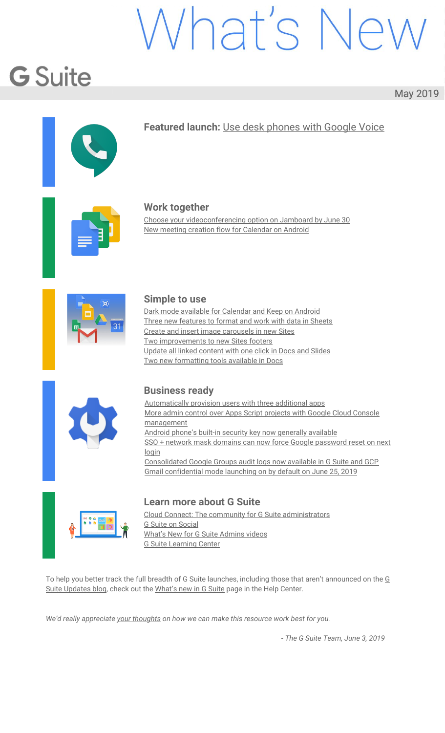# What's New

## G Suite

May 2019

**Featured launch:** Use desk phones with Google Voice

### Work together

- Choose your videoconferencing option on Jamboard by June 30
- New meeting creation flow for Calendar on Android

### Simple to use

- Dark mode available for Calendar and Keep on Android
- Three new features to format and work with data in Sheets
- Create and insert image carousels in new Sites
- Two improvements to new Sites footers
- Update all linked content with one click in Docs and Slides
- Two new formatting tools available in Docs

### Business ready

- Automatically provision users with three additional apps
- More admin control over Apps Script projects with Google Cloud Console management
- Android phone's built-in security key now generally available
- SSO + network mask domains can now force Google password reset on next login
- Consolidated Google Groups audit logs now available in G Suite and GCP
- Gmail confidential mode launching on by default on June 25, 2019

### Learn more about G Suite

- Cloud Connect: The community for G Suite administrators
- G Suite on Social
- What's New for G Suite Admins videos
- G Suite Learning Center

To help you better track the full breadth of G Suite launches, including those that aren't announced on the G Suite Updates blog, check out the What's new in G Suite page in the Help Center.

*We'd really appreciate your thoughts on how we can make this resource work best for you.*

*- The G Suite Team, June 3, 2019*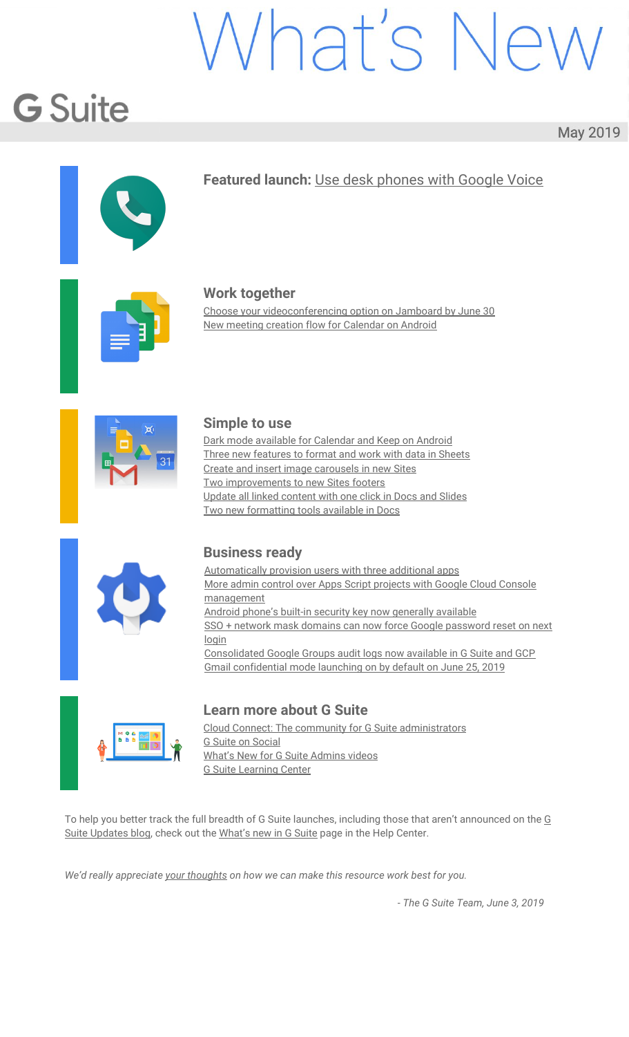# What's New

## G Suite

May 2019

**Featured launch:** Use desk phones with Google Voice

### Work together

- Choose your videoconferencing option on Jamboard by June 30
- New meeting creation flow for Calendar on Android

### Simple to use

- Dark mode available for Calendar and Keep on Android
- Three new features to format and work with data in Sheets
- Create and insert image carousels in new Sites
- Two improvements to new Sites footers
- Update all linked content with one click in Docs and Slides
- Two new formatting tools available in Docs

### Business ready

- Automatically provision users with three additional apps
- More admin control over Apps Script projects with Google Cloud Console management
- Android phone's built-in security key now generally available
- SSO + network mask domains can now force Google password reset on next login
- Consolidated Google Groups audit logs now available in G Suite and GCP
- Gmail confidential mode launching on by default on June 25, 2019

### Learn more about G Suite

- Cloud Connect: The community for G Suite administrators
- G Suite on Social
- What's New for G Suite Admins videos
- G Suite Learning Center

To help you better track the full breadth of G Suite launches, including those that aren't announced on the G Suite Updates blog, check out the What's new in G Suite page in the Help Center.

*We'd really appreciate your thoughts on how we can make this resource work best for you.*

*- The G Suite Team, June 3, 2019*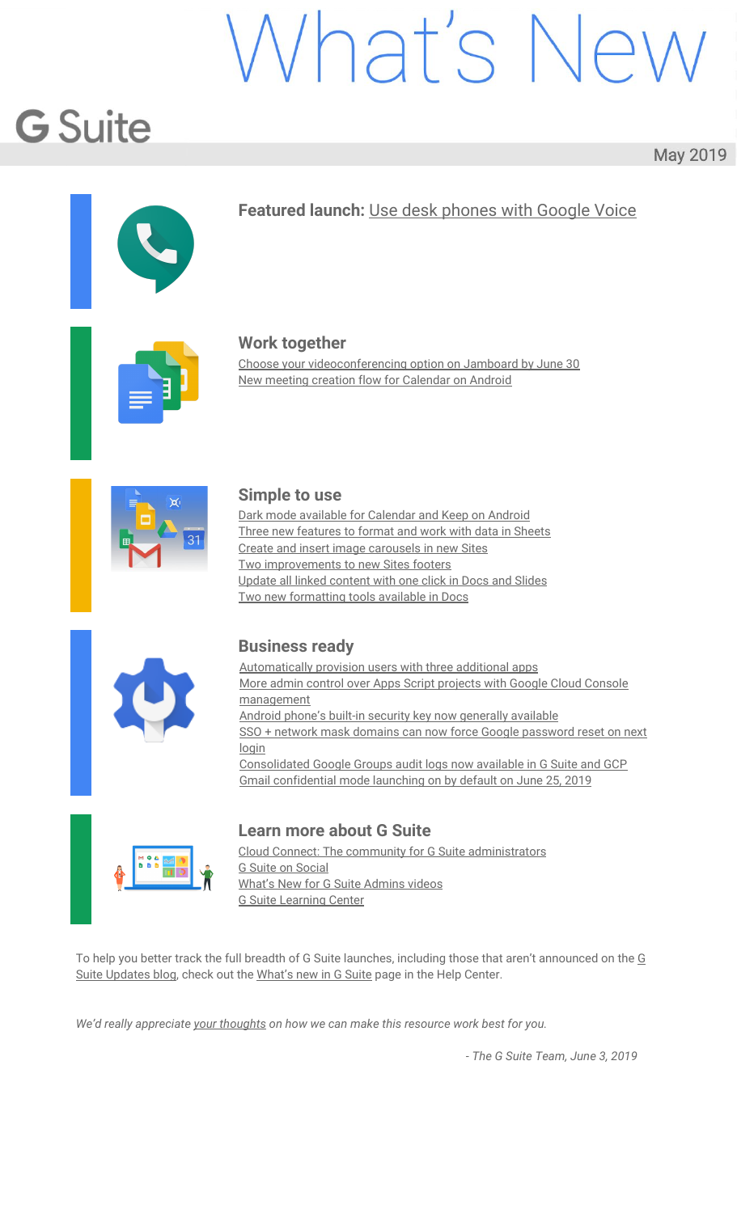# What's New

G Suite

May 2019

**Featured launch:** Use desk phones with Google Voice

## Work together

Choose your videoconferencing option on Jamboard by June 30
New meeting creation flow for Calendar on Android

## Simple to use

Dark mode available for Calendar and Keep on Android
Three new features to format and work with data in Sheets
Create and insert image carousels in new Sites
Two improvements to new Sites footers
Update all linked content with one click in Docs and Slides
Two new formatting tools available in Docs

## Business ready

Automatically provision users with three additional apps
More admin control over Apps Script projects with Google Cloud Console management
Android phone's built-in security key now generally available
SSO + network mask domains can now force Google password reset on next login
Consolidated Google Groups audit logs now available in G Suite and GCP
Gmail confidential mode launching on by default on June 25, 2019

## Learn more about G Suite

Cloud Connect: The community for G Suite administrators
G Suite on Social
What's New for G Suite Admins videos
G Suite Learning Center

To help you better track the full breadth of G Suite launches, including those that aren't announced on the G Suite Updates blog, check out the What's new in G Suite page in the Help Center.

*We'd really appreciate your thoughts on how we can make this resource work best for you.*

*- The G Suite Team, June 3, 2019*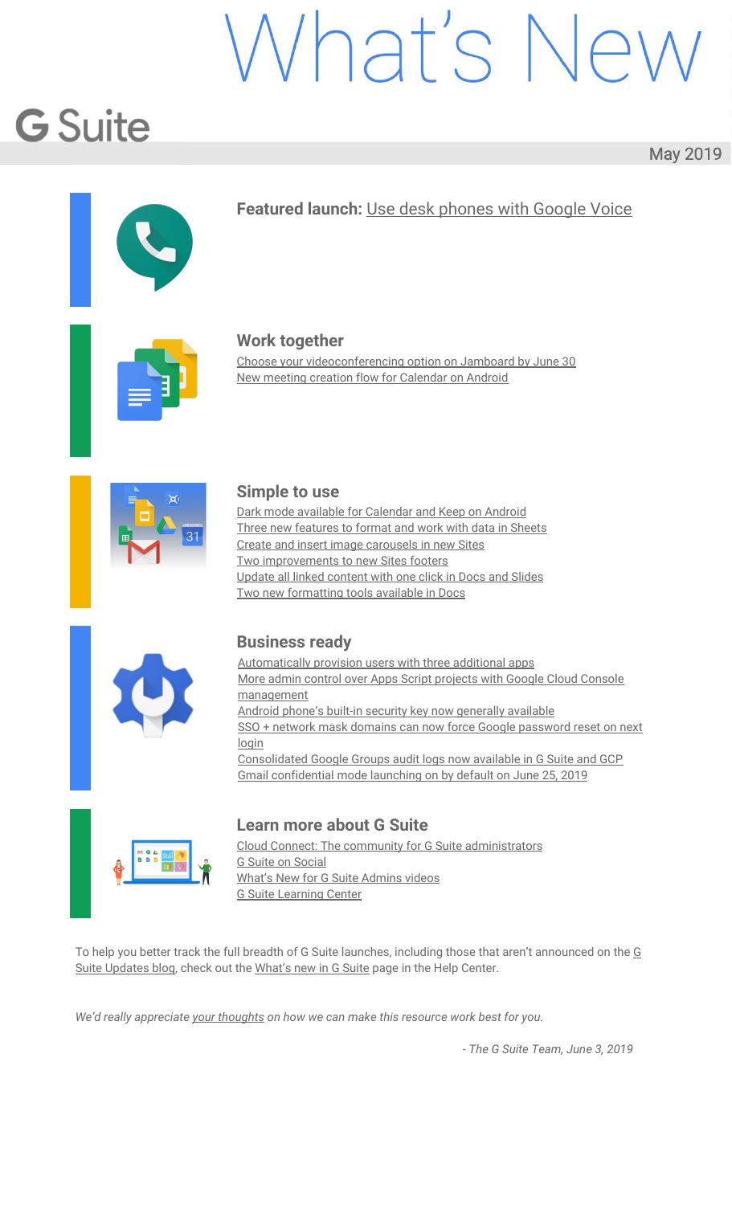# What's New

## G Suite

May 2019

**Featured launch:** Use desk phones with Google Voice

### Work together

- Choose your videoconferencing option on Jamboard by June 30
- New meeting creation flow for Calendar on Android

### Simple to use

- Dark mode available for Calendar and Keep on Android
- Three new features to format and work with data in Sheets
- Create and insert image carousels in new Sites
- Two improvements to new Sites footers
- Update all linked content with one click in Docs and Slides
- Two new formatting tools available in Docs

### Business ready

- Automatically provision users with three additional apps
- More admin control over Apps Script projects with Google Cloud Console management
- Android phone's built-in security key now generally available
- SSO + network mask domains can now force Google password reset on next login
- Consolidated Google Groups audit logs now available in G Suite and GCP
- Gmail confidential mode launching on by default on June 25, 2019

### Learn more about G Suite

- Cloud Connect: The community for G Suite administrators
- G Suite on Social
- What's New for G Suite Admins videos
- G Suite Learning Center

To help you better track the full breadth of G Suite launches, including those that aren't announced on the G Suite Updates blog, check out the What's new in G Suite page in the Help Center.

*We'd really appreciate your thoughts on how we can make this resource work best for you.*

*- The G Suite Team, June 3, 2019*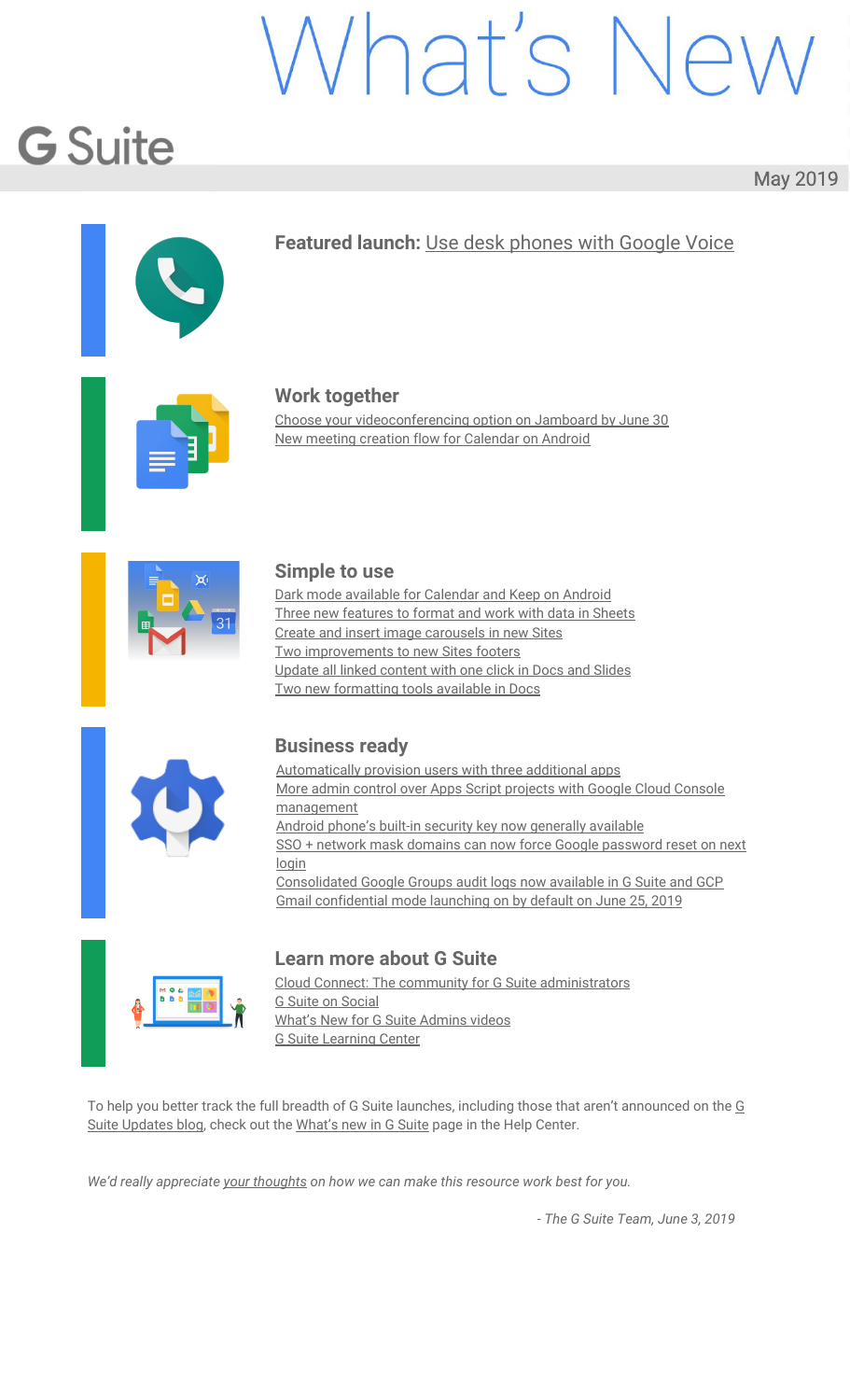# What's New

## G Suite

May 2019

**Featured launch:** Use desk phones with Google Voice

### Work together

- Choose your videoconferencing option on Jamboard by June 30
- New meeting creation flow for Calendar on Android

### Simple to use

- Dark mode available for Calendar and Keep on Android
- Three new features to format and work with data in Sheets
- Create and insert image carousels in new Sites
- Two improvements to new Sites footers
- Update all linked content with one click in Docs and Slides
- Two new formatting tools available in Docs

### Business ready

- Automatically provision users with three additional apps
- More admin control over Apps Script projects with Google Cloud Console management
- Android phone's built-in security key now generally available
- SSO + network mask domains can now force Google password reset on next login
- Consolidated Google Groups audit logs now available in G Suite and GCP
- Gmail confidential mode launching on by default on June 25, 2019

### Learn more about G Suite

- Cloud Connect: The community for G Suite administrators
- G Suite on Social
- What's New for G Suite Admins videos
- G Suite Learning Center

To help you better track the full breadth of G Suite launches, including those that aren't announced on the G Suite Updates blog, check out the What's new in G Suite page in the Help Center.

*We'd really appreciate your thoughts on how we can make this resource work best for you.*

*- The G Suite Team, June 3, 2019*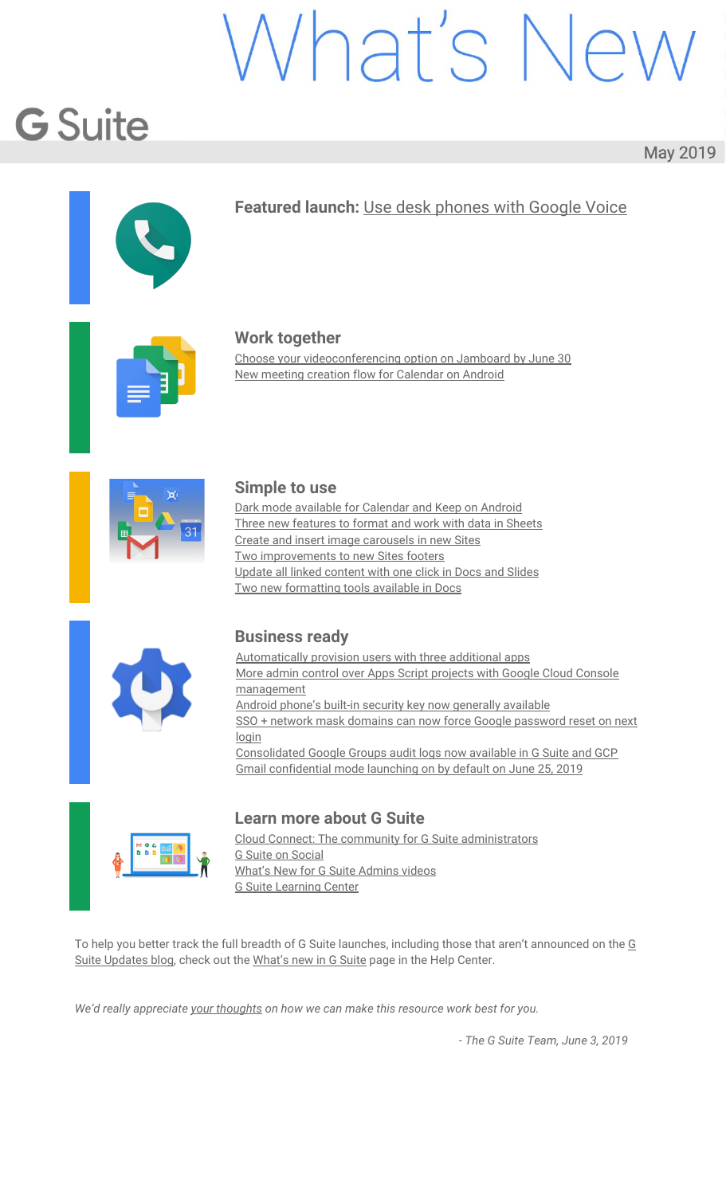# What's New

## G Suite

May 2019

**Featured launch:** Use desk phones with Google Voice

### Work together

- Choose your videoconferencing option on Jamboard by June 30
- New meeting creation flow for Calendar on Android

### Simple to use

- Dark mode available for Calendar and Keep on Android
- Three new features to format and work with data in Sheets
- Create and insert image carousels in new Sites
- Two improvements to new Sites footers
- Update all linked content with one click in Docs and Slides
- Two new formatting tools available in Docs

### Business ready

- Automatically provision users with three additional apps
- More admin control over Apps Script projects with Google Cloud Console management
- Android phone's built-in security key now generally available
- SSO + network mask domains can now force Google password reset on next login
- Consolidated Google Groups audit logs now available in G Suite and GCP
- Gmail confidential mode launching on by default on June 25, 2019

### Learn more about G Suite

- Cloud Connect: The community for G Suite administrators
- G Suite on Social
- What's New for G Suite Admins videos
- G Suite Learning Center

To help you better track the full breadth of G Suite launches, including those that aren't announced on the G Suite Updates blog, check out the What's new in G Suite page in the Help Center.

*We'd really appreciate your thoughts on how we can make this resource work best for you.*

*- The G Suite Team, June 3, 2019*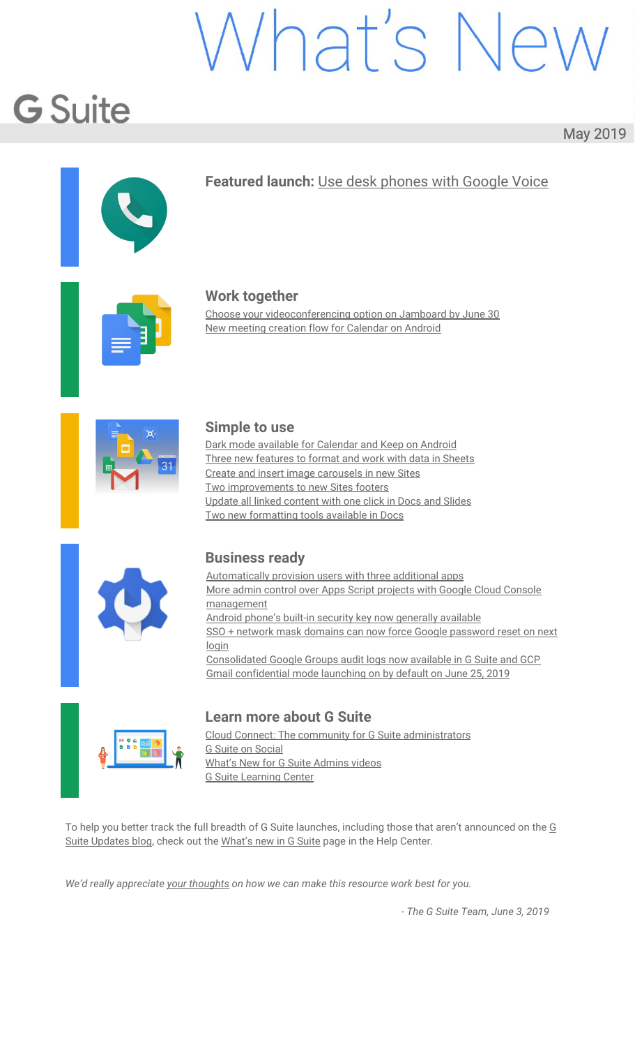# What's New

## G Suite

May 2019

**Featured launch:** Use desk phones with Google Voice

### Work together

Choose your videoconferencing option on Jamboard by June 30
New meeting creation flow for Calendar on Android

### Simple to use

Dark mode available for Calendar and Keep on Android
Three new features to format and work with data in Sheets
Create and insert image carousels in new Sites
Two improvements to new Sites footers
Update all linked content with one click in Docs and Slides
Two new formatting tools available in Docs

### Business ready

Automatically provision users with three additional apps
More admin control over Apps Script projects with Google Cloud Console management
Android phone's built-in security key now generally available
SSO + network mask domains can now force Google password reset on next login
Consolidated Google Groups audit logs now available in G Suite and GCP
Gmail confidential mode launching on by default on June 25, 2019

### Learn more about G Suite

Cloud Connect: The community for G Suite administrators
G Suite on Social
What's New for G Suite Admins videos
G Suite Learning Center

To help you better track the full breadth of G Suite launches, including those that aren't announced on the G Suite Updates blog, check out the What's new in G Suite page in the Help Center.

*We'd really appreciate your thoughts on how we can make this resource work best for you.*

*- The G Suite Team, June 3, 2019*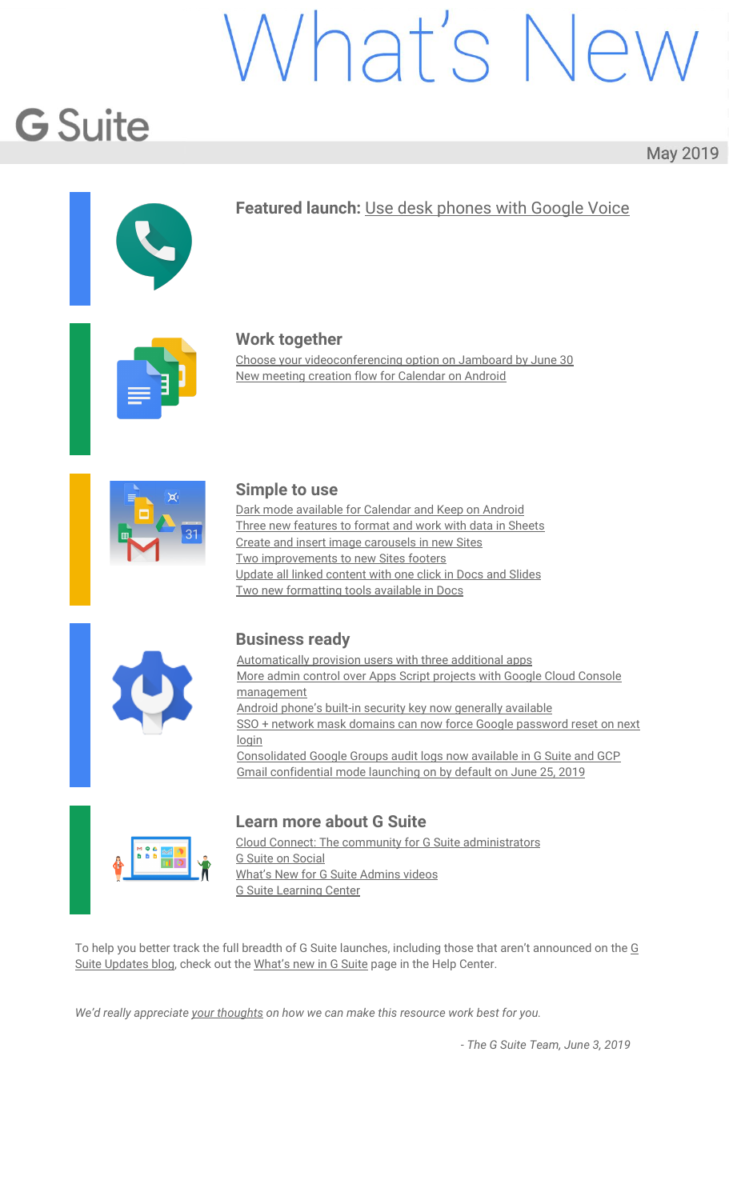# What's New

## G Suite

May 2019

**Featured launch:** Use desk phones with Google Voice

### Work together

- Choose your videoconferencing option on Jamboard by June 30
- New meeting creation flow for Calendar on Android

### Simple to use

- Dark mode available for Calendar and Keep on Android
- Three new features to format and work with data in Sheets
- Create and insert image carousels in new Sites
- Two improvements to new Sites footers
- Update all linked content with one click in Docs and Slides
- Two new formatting tools available in Docs

### Business ready

- Automatically provision users with three additional apps
- More admin control over Apps Script projects with Google Cloud Console management
- Android phone's built-in security key now generally available
- SSO + network mask domains can now force Google password reset on next login
- Consolidated Google Groups audit logs now available in G Suite and GCP
- Gmail confidential mode launching on by default on June 25, 2019

### Learn more about G Suite

- Cloud Connect: The community for G Suite administrators
- G Suite on Social
- What's New for G Suite Admins videos
- G Suite Learning Center

To help you better track the full breadth of G Suite launches, including those that aren't announced on the G Suite Updates blog, check out the What's new in G Suite page in the Help Center.

*We'd really appreciate your thoughts on how we can make this resource work best for you.*

*- The G Suite Team, June 3, 2019*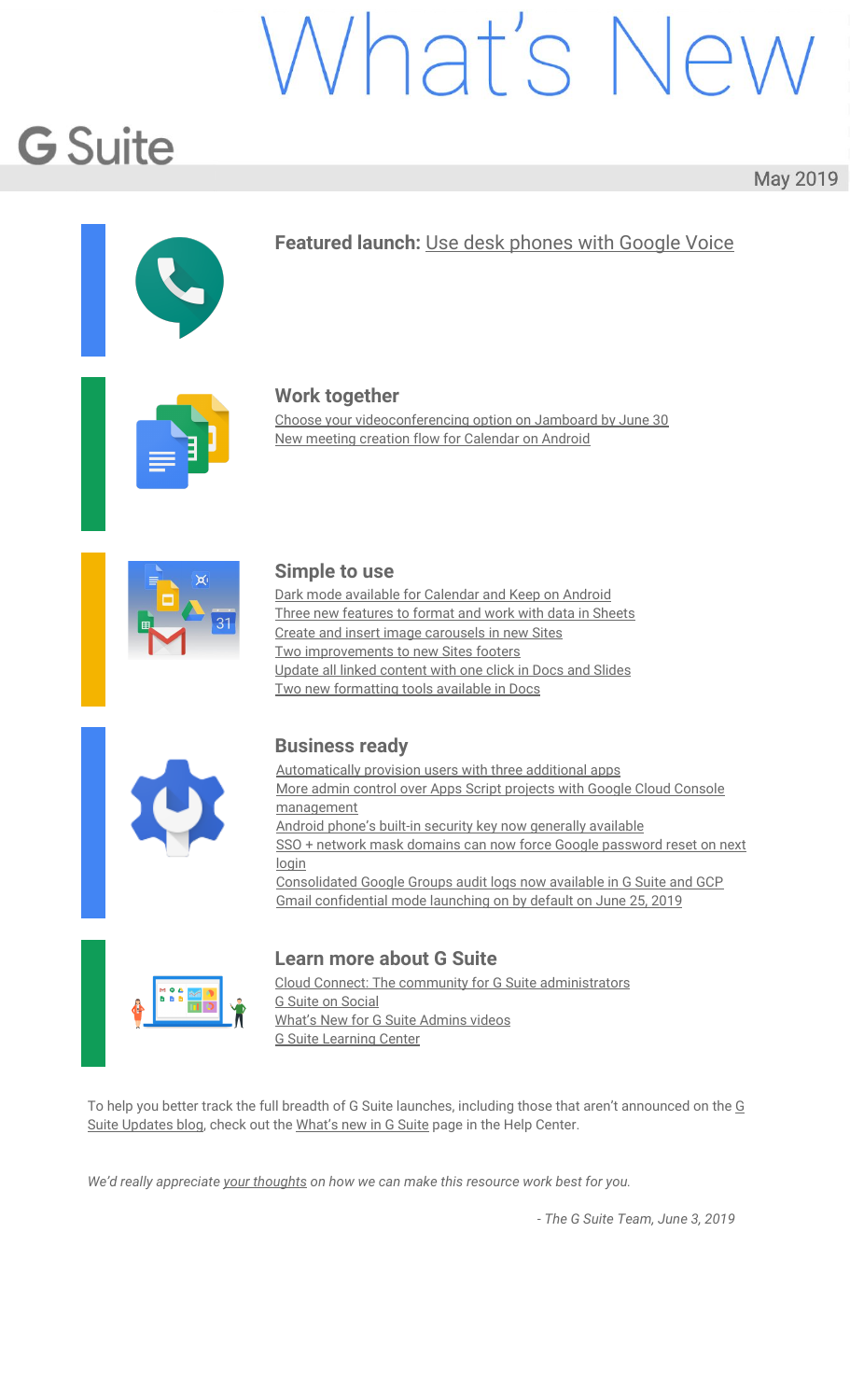# What's New

**G Suite**

May 2019

**Featured launch:** Use desk phones with Google Voice

## Work together

- Choose your videoconferencing option on Jamboard by June 30
- New meeting creation flow for Calendar on Android

## Simple to use

- Dark mode available for Calendar and Keep on Android
- Three new features to format and work with data in Sheets
- Create and insert image carousels in new Sites
- Two improvements to new Sites footers
- Update all linked content with one click in Docs and Slides
- Two new formatting tools available in Docs

## Business ready

- Automatically provision users with three additional apps
- More admin control over Apps Script projects with Google Cloud Console management
- Android phone's built-in security key now generally available
- SSO + network mask domains can now force Google password reset on next login
- Consolidated Google Groups audit logs now available in G Suite and GCP
- Gmail confidential mode launching on by default on June 25, 2019

## Learn more about G Suite

- Cloud Connect: The community for G Suite administrators
- G Suite on Social
- What's New for G Suite Admins videos
- G Suite Learning Center

To help you better track the full breadth of G Suite launches, including those that aren't announced on the G Suite Updates blog, check out the What's new in G Suite page in the Help Center.

*We'd really appreciate your thoughts on how we can make this resource work best for you.*

*- The G Suite Team, June 3, 2019*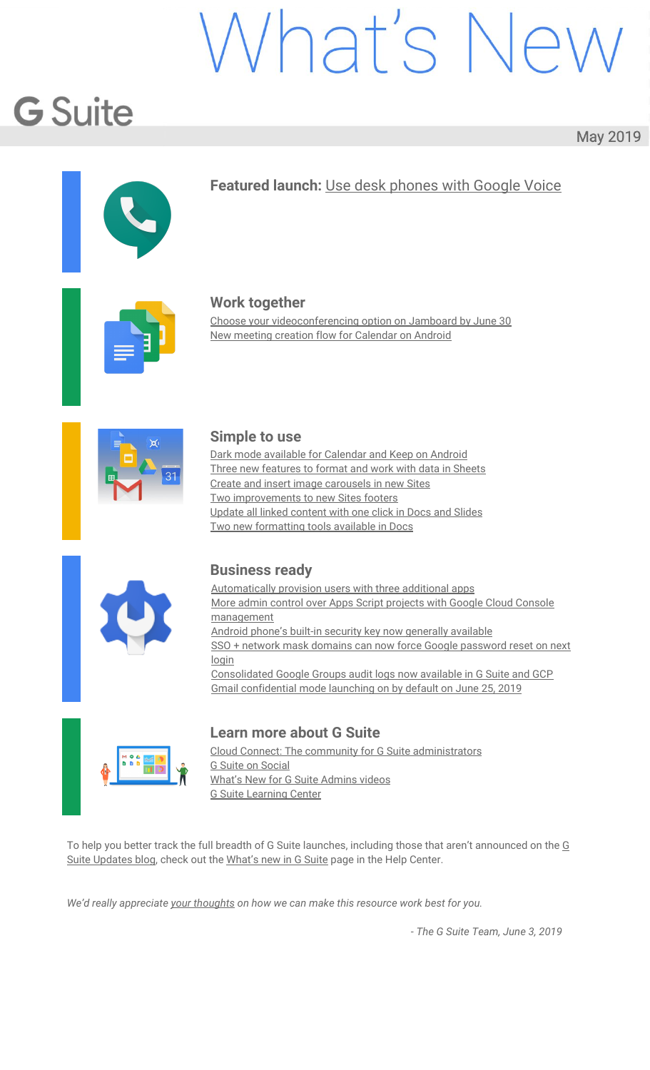# What's New

## G Suite

May 2019

**Featured launch:** Use desk phones with Google Voice

### Work together

- Choose your videoconferencing option on Jamboard by June 30
- New meeting creation flow for Calendar on Android

### Simple to use

- Dark mode available for Calendar and Keep on Android
- Three new features to format and work with data in Sheets
- Create and insert image carousels in new Sites
- Two improvements to new Sites footers
- Update all linked content with one click in Docs and Slides
- Two new formatting tools available in Docs

### Business ready

- Automatically provision users with three additional apps
- More admin control over Apps Script projects with Google Cloud Console management
- Android phone's built-in security key now generally available
- SSO + network mask domains can now force Google password reset on next login
- Consolidated Google Groups audit logs now available in G Suite and GCP
- Gmail confidential mode launching on by default on June 25, 2019

### Learn more about G Suite

- Cloud Connect: The community for G Suite administrators
- G Suite on Social
- What's New for G Suite Admins videos
- G Suite Learning Center

To help you better track the full breadth of G Suite launches, including those that aren't announced on the G Suite Updates blog, check out the What's new in G Suite page in the Help Center.

*We'd really appreciate your thoughts on how we can make this resource work best for you.*

*- The G Suite Team, June 3, 2019*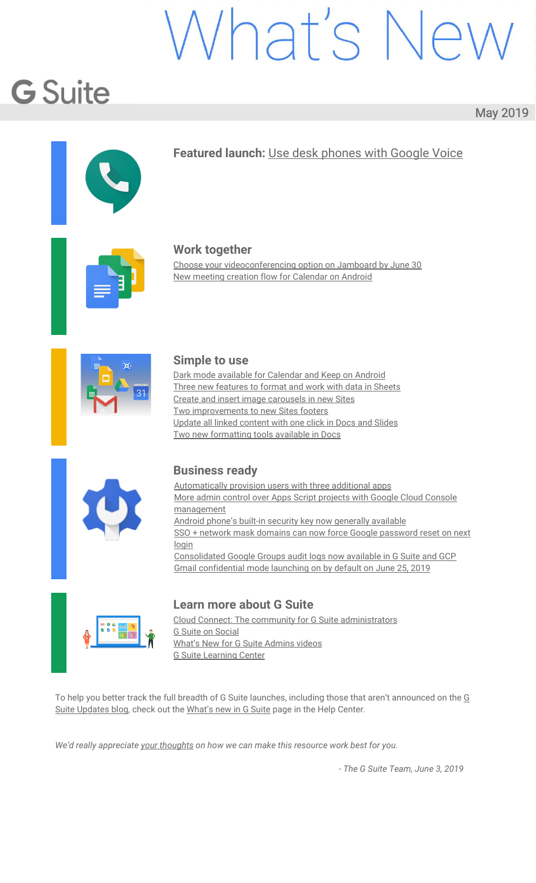# What's New

## G Suite

May 2019

**Featured launch:** Use desk phones with Google Voice

### Work together

- Choose your videoconferencing option on Jamboard by June 30
- New meeting creation flow for Calendar on Android

### Simple to use

- Dark mode available for Calendar and Keep on Android
- Three new features to format and work with data in Sheets
- Create and insert image carousels in new Sites
- Two improvements to new Sites footers
- Update all linked content with one click in Docs and Slides
- Two new formatting tools available in Docs

### Business ready

- Automatically provision users with three additional apps
- More admin control over Apps Script projects with Google Cloud Console management
- Android phone's built-in security key now generally available
- SSO + network mask domains can now force Google password reset on next login
- Consolidated Google Groups audit logs now available in G Suite and GCP
- Gmail confidential mode launching on by default on June 25, 2019

### Learn more about G Suite

- Cloud Connect: The community for G Suite administrators
- G Suite on Social
- What's New for G Suite Admins videos
- G Suite Learning Center

To help you better track the full breadth of G Suite launches, including those that aren't announced on the G Suite Updates blog, check out the What's new in G Suite page in the Help Center.

*We'd really appreciate your thoughts on how we can make this resource work best for you.*

*- The G Suite Team, June 3, 2019*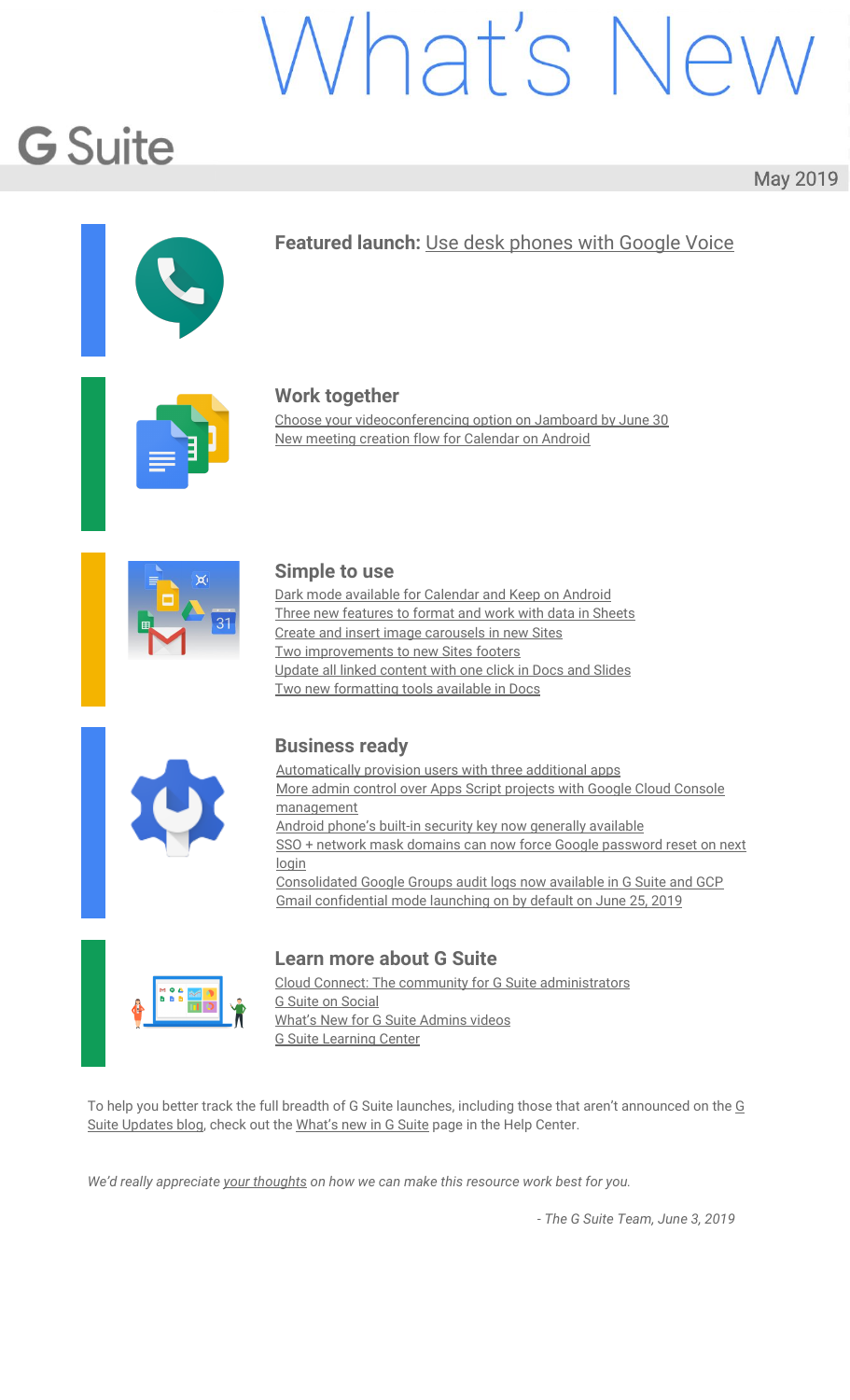# What's New

## G Suite

May 2019

**Featured launch:** Use desk phones with Google Voice

### Work together

Choose your videoconferencing option on Jamboard by June 30
New meeting creation flow for Calendar on Android

### Simple to use

Dark mode available for Calendar and Keep on Android
Three new features to format and work with data in Sheets
Create and insert image carousels in new Sites
Two improvements to new Sites footers
Update all linked content with one click in Docs and Slides
Two new formatting tools available in Docs

### Business ready

Automatically provision users with three additional apps
More admin control over Apps Script projects with Google Cloud Console management
Android phone's built-in security key now generally available
SSO + network mask domains can now force Google password reset on next login
Consolidated Google Groups audit logs now available in G Suite and GCP
Gmail confidential mode launching on by default on June 25, 2019

### Learn more about G Suite

Cloud Connect: The community for G Suite administrators
G Suite on Social
What's New for G Suite Admins videos
G Suite Learning Center

To help you better track the full breadth of G Suite launches, including those that aren't announced on the G Suite Updates blog, check out the What's new in G Suite page in the Help Center.

*We'd really appreciate your thoughts on how we can make this resource work best for you.*

*- The G Suite Team, June 3, 2019*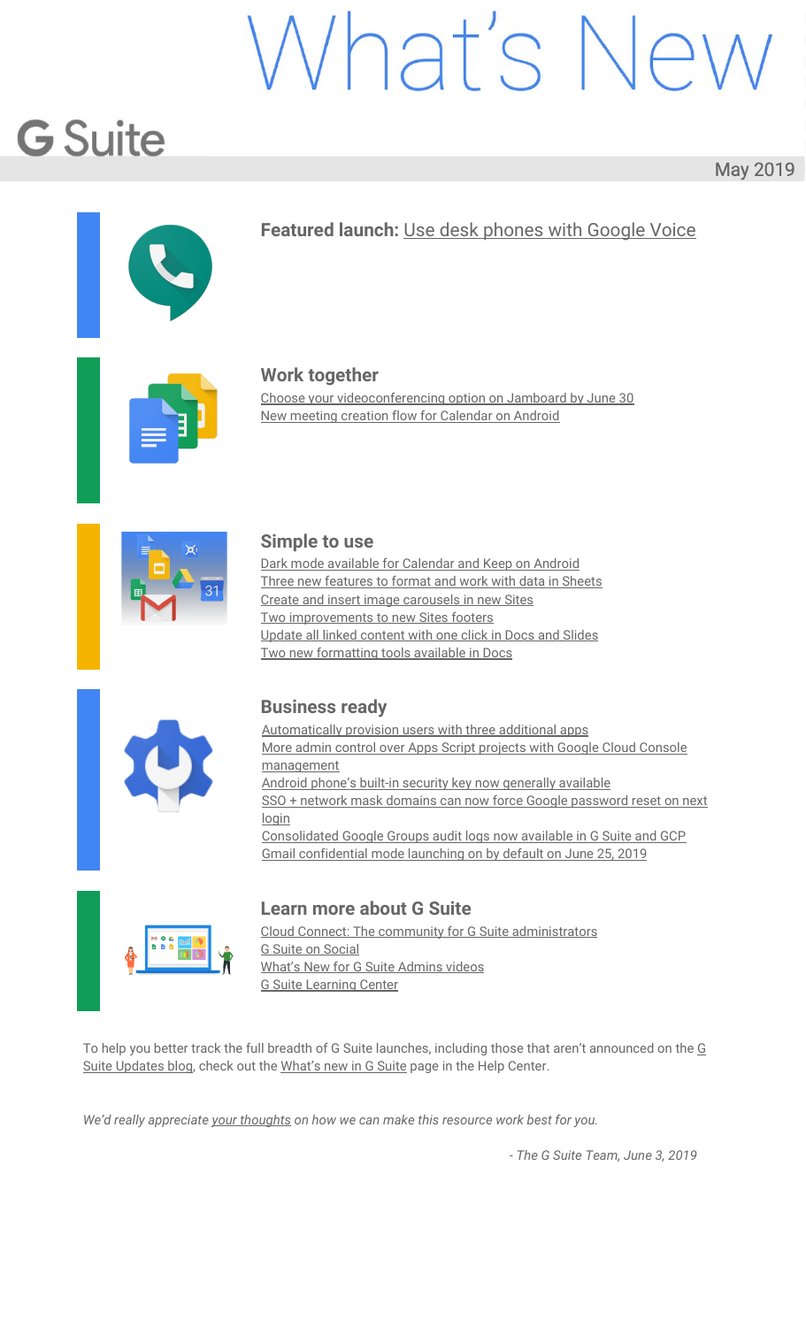# What's New

## G Suite

May 2019

**Featured launch:** Use desk phones with Google Voice

### Work together

- Choose your videoconferencing option on Jamboard by June 30
- New meeting creation flow for Calendar on Android

### Simple to use

- Dark mode available for Calendar and Keep on Android
- Three new features to format and work with data in Sheets
- Create and insert image carousels in new Sites
- Two improvements to new Sites footers
- Update all linked content with one click in Docs and Slides
- Two new formatting tools available in Docs

### Business ready

- Automatically provision users with three additional apps
- More admin control over Apps Script projects with Google Cloud Console management
- Android phone's built-in security key now generally available
- SSO + network mask domains can now force Google password reset on next login
- Consolidated Google Groups audit logs now available in G Suite and GCP
- Gmail confidential mode launching on by default on June 25, 2019

### Learn more about G Suite

- Cloud Connect: The community for G Suite administrators
- G Suite on Social
- What's New for G Suite Admins videos
- G Suite Learning Center

To help you better track the full breadth of G Suite launches, including those that aren't announced on the G Suite Updates blog, check out the What's new in G Suite page in the Help Center.

*We'd really appreciate your thoughts on how we can make this resource work best for you.*

*- The G Suite Team, June 3, 2019*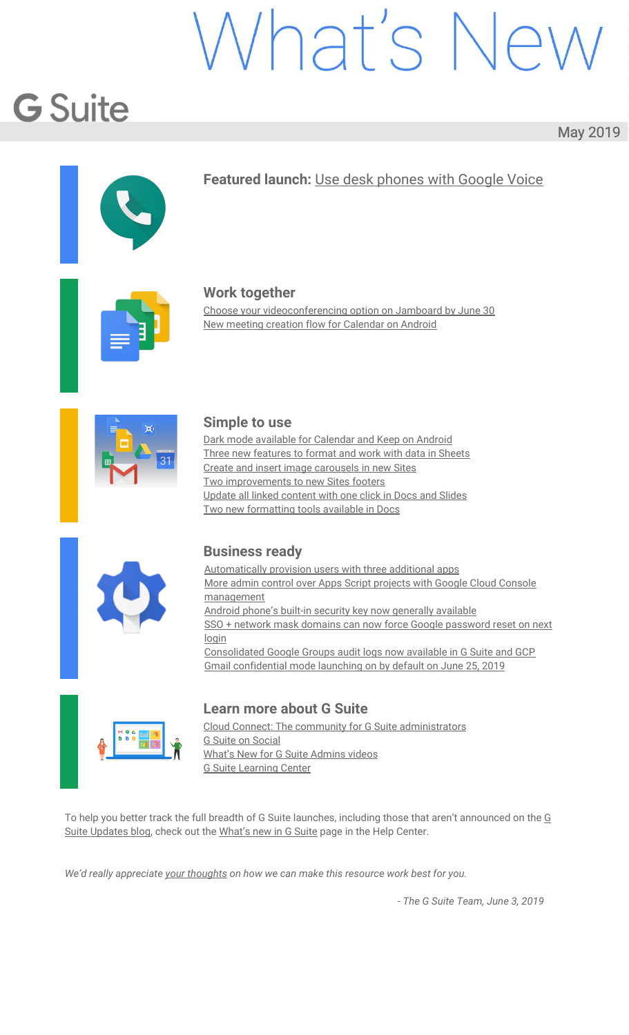# What's New

## G Suite

May 2019

**Featured launch:** Use desk phones with Google Voice

### Work together

- Choose your videoconferencing option on Jamboard by June 30
- New meeting creation flow for Calendar on Android

### Simple to use

- Dark mode available for Calendar and Keep on Android
- Three new features to format and work with data in Sheets
- Create and insert image carousels in new Sites
- Two improvements to new Sites footers
- Update all linked content with one click in Docs and Slides
- Two new formatting tools available in Docs

### Business ready

- Automatically provision users with three additional apps
- More admin control over Apps Script projects with Google Cloud Console management
- Android phone's built-in security key now generally available
- SSO + network mask domains can now force Google password reset on next login
- Consolidated Google Groups audit logs now available in G Suite and GCP
- Gmail confidential mode launching on by default on June 25, 2019

### Learn more about G Suite

- Cloud Connect: The community for G Suite administrators
- G Suite on Social
- What's New for G Suite Admins videos
- G Suite Learning Center

To help you better track the full breadth of G Suite launches, including those that aren't announced on the G Suite Updates blog, check out the What's new in G Suite page in the Help Center.

*We'd really appreciate your thoughts on how we can make this resource work best for you.*

*- The G Suite Team, June 3, 2019*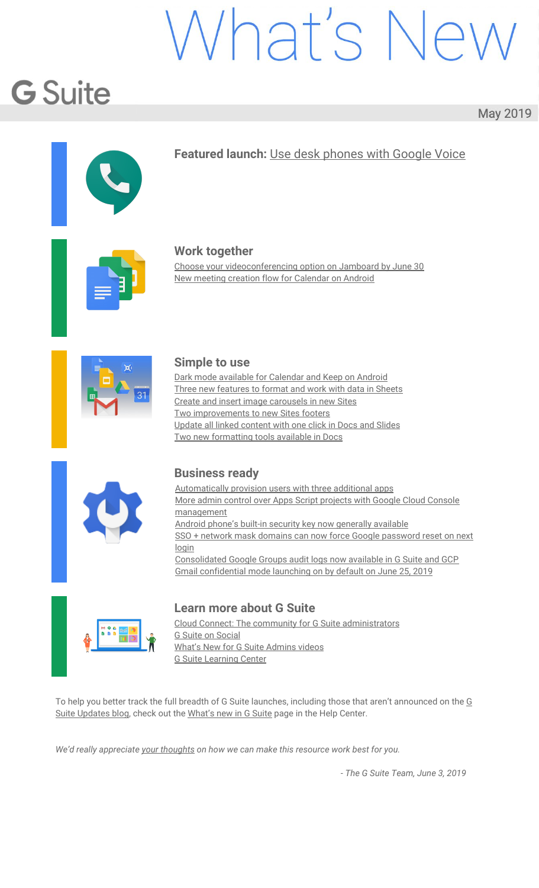# What's New

## G Suite

May 2019

**Featured launch:** Use desk phones with Google Voice

### Work together

Choose your videoconferencing option on Jamboard by June 30
New meeting creation flow for Calendar on Android

### Simple to use

Dark mode available for Calendar and Keep on Android
Three new features to format and work with data in Sheets
Create and insert image carousels in new Sites
Two improvements to new Sites footers
Update all linked content with one click in Docs and Slides
Two new formatting tools available in Docs

### Business ready

Automatically provision users with three additional apps
More admin control over Apps Script projects with Google Cloud Console management
Android phone's built-in security key now generally available
SSO + network mask domains can now force Google password reset on next login
Consolidated Google Groups audit logs now available in G Suite and GCP
Gmail confidential mode launching on by default on June 25, 2019

### Learn more about G Suite

Cloud Connect: The community for G Suite administrators
G Suite on Social
What's New for G Suite Admins videos
G Suite Learning Center

To help you better track the full breadth of G Suite launches, including those that aren't announced on the G Suite Updates blog, check out the What's new in G Suite page in the Help Center.

*We'd really appreciate your thoughts on how we can make this resource work best for you.*

*- The G Suite Team, June 3, 2019*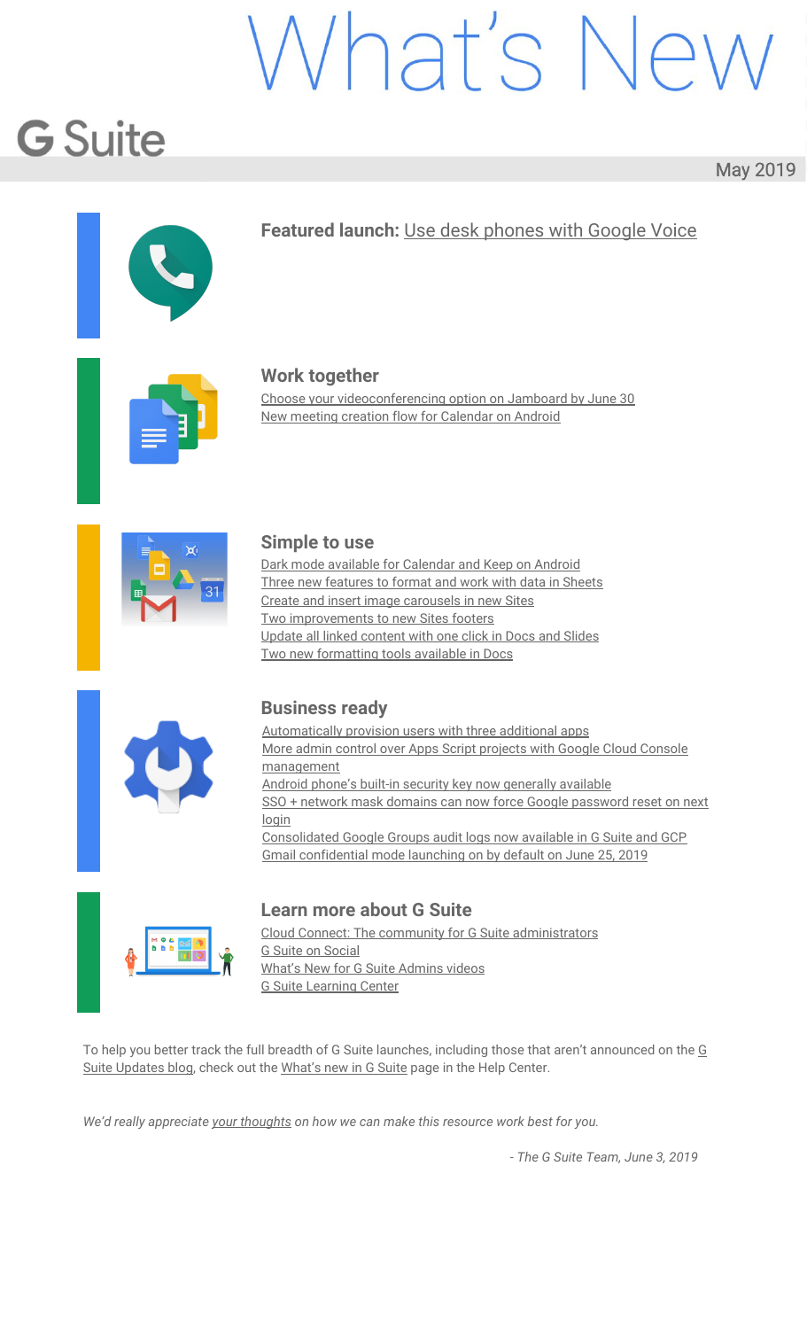# What's New

## G Suite

May 2019

**Featured launch:** Use desk phones with Google Voice

### Work together

- Choose your videoconferencing option on Jamboard by June 30
- New meeting creation flow for Calendar on Android

### Simple to use

- Dark mode available for Calendar and Keep on Android
- Three new features to format and work with data in Sheets
- Create and insert image carousels in new Sites
- Two improvements to new Sites footers
- Update all linked content with one click in Docs and Slides
- Two new formatting tools available in Docs

### Business ready

- Automatically provision users with three additional apps
- More admin control over Apps Script projects with Google Cloud Console management
- Android phone's built-in security key now generally available
- SSO + network mask domains can now force Google password reset on next login
- Consolidated Google Groups audit logs now available in G Suite and GCP
- Gmail confidential mode launching on by default on June 25, 2019

### Learn more about G Suite

- Cloud Connect: The community for G Suite administrators
- G Suite on Social
- What's New for G Suite Admins videos
- G Suite Learning Center

To help you better track the full breadth of G Suite launches, including those that aren't announced on the G Suite Updates blog, check out the What's new in G Suite page in the Help Center.

*We'd really appreciate your thoughts on how we can make this resource work best for you.*

*- The G Suite Team, June 3, 2019*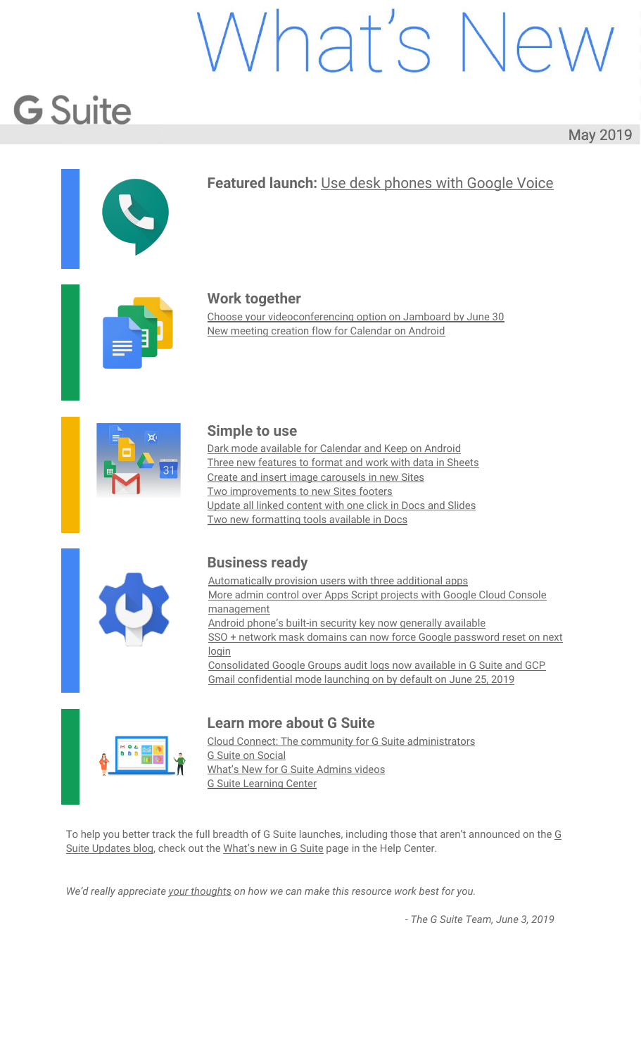# What's New

## G Suite

May 2019

**Featured launch:** Use desk phones with Google Voice

### Work together

- Choose your videoconferencing option on Jamboard by June 30
- New meeting creation flow for Calendar on Android

### Simple to use

- Dark mode available for Calendar and Keep on Android
- Three new features to format and work with data in Sheets
- Create and insert image carousels in new Sites
- Two improvements to new Sites footers
- Update all linked content with one click in Docs and Slides
- Two new formatting tools available in Docs

### Business ready

- Automatically provision users with three additional apps
- More admin control over Apps Script projects with Google Cloud Console management
- Android phone's built-in security key now generally available
- SSO + network mask domains can now force Google password reset on next login
- Consolidated Google Groups audit logs now available in G Suite and GCP
- Gmail confidential mode launching on by default on June 25, 2019

### Learn more about G Suite

- Cloud Connect: The community for G Suite administrators
- G Suite on Social
- What's New for G Suite Admins videos
- G Suite Learning Center

To help you better track the full breadth of G Suite launches, including those that aren't announced on the G Suite Updates blog, check out the What's new in G Suite page in the Help Center.

*We'd really appreciate your thoughts on how we can make this resource work best for you.*

*- The G Suite Team, June 3, 2019*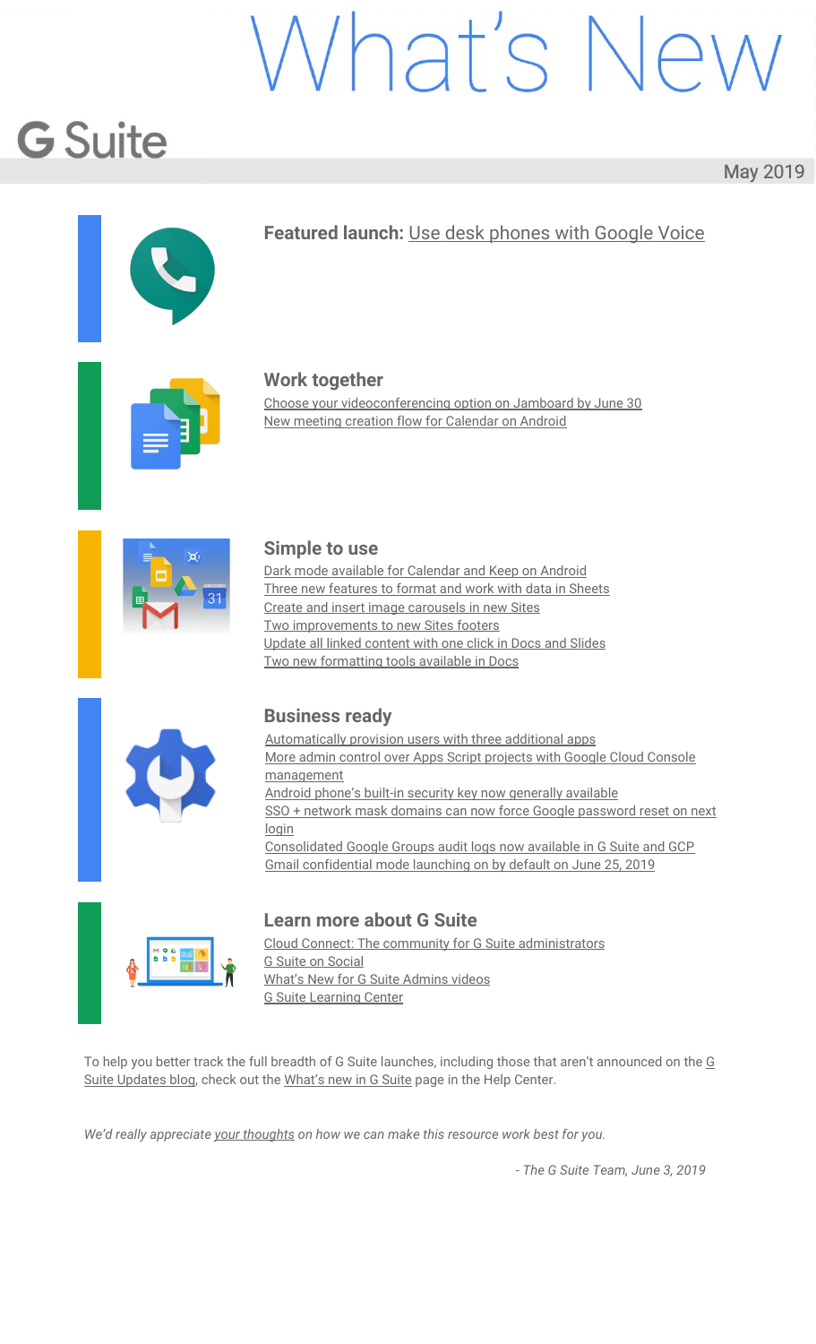# What's New

**G Suite**

May 2019

**Featured launch:** Use desk phones with Google Voice

## Work together

- Choose your videoconferencing option on Jamboard by June 30
- New meeting creation flow for Calendar on Android

## Simple to use

- Dark mode available for Calendar and Keep on Android
- Three new features to format and work with data in Sheets
- Create and insert image carousels in new Sites
- Two improvements to new Sites footers
- Update all linked content with one click in Docs and Slides
- Two new formatting tools available in Docs

## Business ready

- Automatically provision users with three additional apps
- More admin control over Apps Script projects with Google Cloud Console management
- Android phone's built-in security key now generally available
- SSO + network mask domains can now force Google password reset on next login
- Consolidated Google Groups audit logs now available in G Suite and GCP
- Gmail confidential mode launching on by default on June 25, 2019

## Learn more about G Suite

- Cloud Connect: The community for G Suite administrators
- G Suite on Social
- What's New for G Suite Admins videos
- G Suite Learning Center

To help you better track the full breadth of G Suite launches, including those that aren't announced on the G Suite Updates blog, check out the What's new in G Suite page in the Help Center.

*We'd really appreciate your thoughts on how we can make this resource work best for you.*

*- The G Suite Team, June 3, 2019*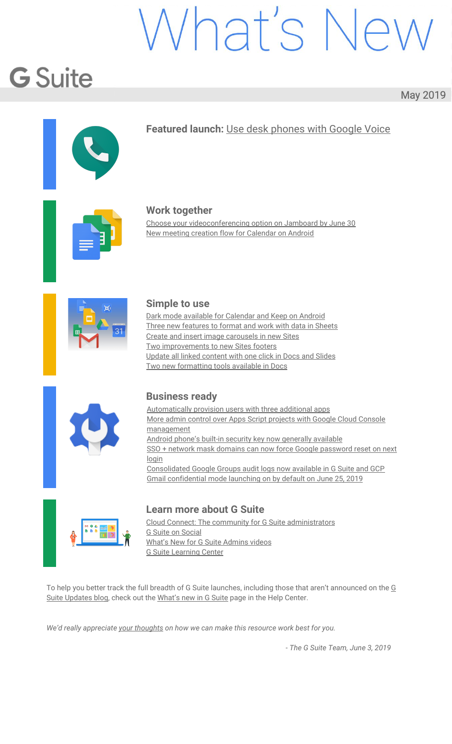# What's New

**G Suite**

May 2019

**Featured launch:** Use desk phones with Google Voice

## Work together

Choose your videoconferencing option on Jamboard by June 30
New meeting creation flow for Calendar on Android

## Simple to use

Dark mode available for Calendar and Keep on Android
Three new features to format and work with data in Sheets
Create and insert image carousels in new Sites
Two improvements to new Sites footers
Update all linked content with one click in Docs and Slides
Two new formatting tools available in Docs

## Business ready

Automatically provision users with three additional apps
More admin control over Apps Script projects with Google Cloud Console management
Android phone's built-in security key now generally available
SSO + network mask domains can now force Google password reset on next login
Consolidated Google Groups audit logs now available in G Suite and GCP
Gmail confidential mode launching on by default on June 25, 2019

## Learn more about G Suite

Cloud Connect: The community for G Suite administrators
G Suite on Social
What's New for G Suite Admins videos
G Suite Learning Center

To help you better track the full breadth of G Suite launches, including those that aren't announced on the G Suite Updates blog, check out the What's new in G Suite page in the Help Center.

*We'd really appreciate your thoughts on how we can make this resource work best for you.*

*- The G Suite Team, June 3, 2019*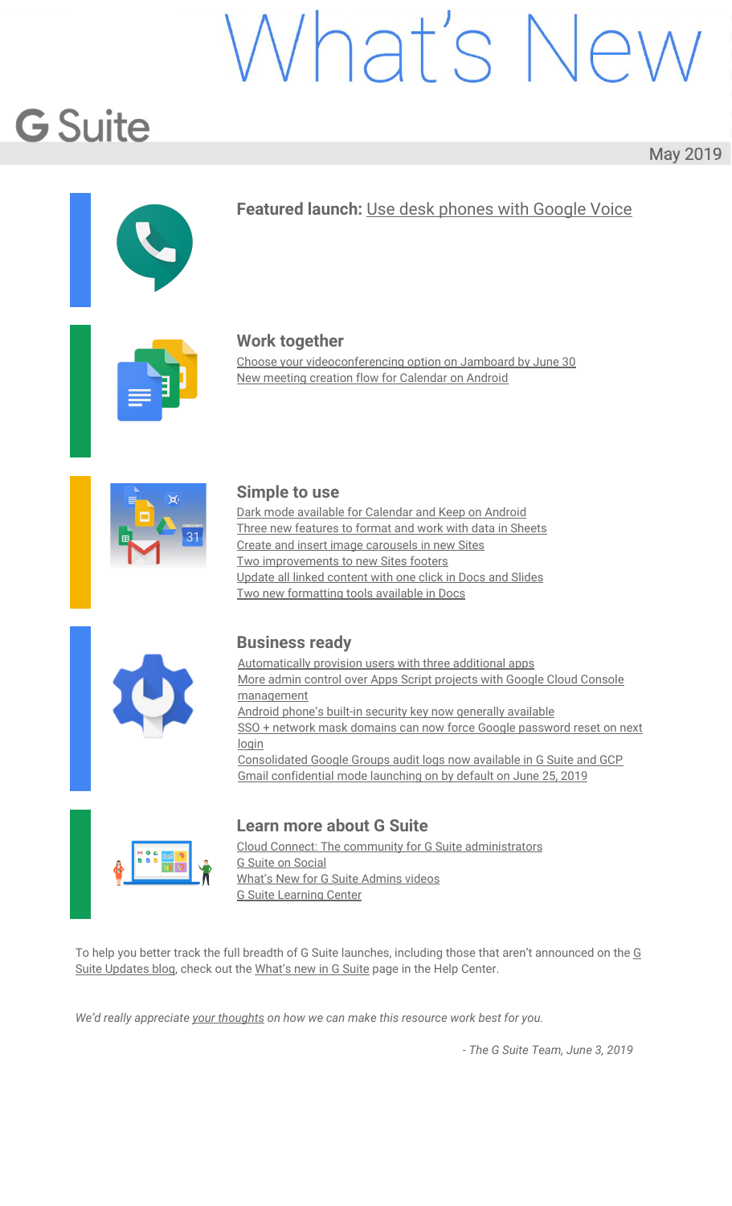# What's New

G Suite

May 2019

**Featured launch:** Use desk phones with Google Voice

## Work together

Choose your videoconferencing option on Jamboard by June 30
New meeting creation flow for Calendar on Android

## Simple to use

Dark mode available for Calendar and Keep on Android
Three new features to format and work with data in Sheets
Create and insert image carousels in new Sites
Two improvements to new Sites footers
Update all linked content with one click in Docs and Slides
Two new formatting tools available in Docs

## Business ready

Automatically provision users with three additional apps
More admin control over Apps Script projects with Google Cloud Console management
Android phone's built-in security key now generally available
SSO + network mask domains can now force Google password reset on next login
Consolidated Google Groups audit logs now available in G Suite and GCP
Gmail confidential mode launching on by default on June 25, 2019

## Learn more about G Suite

Cloud Connect: The community for G Suite administrators
G Suite on Social
What's New for G Suite Admins videos
G Suite Learning Center

To help you better track the full breadth of G Suite launches, including those that aren't announced on the G Suite Updates blog, check out the What's new in G Suite page in the Help Center.

*We'd really appreciate your thoughts on how we can make this resource work best for you.*

*- The G Suite Team, June 3, 2019*